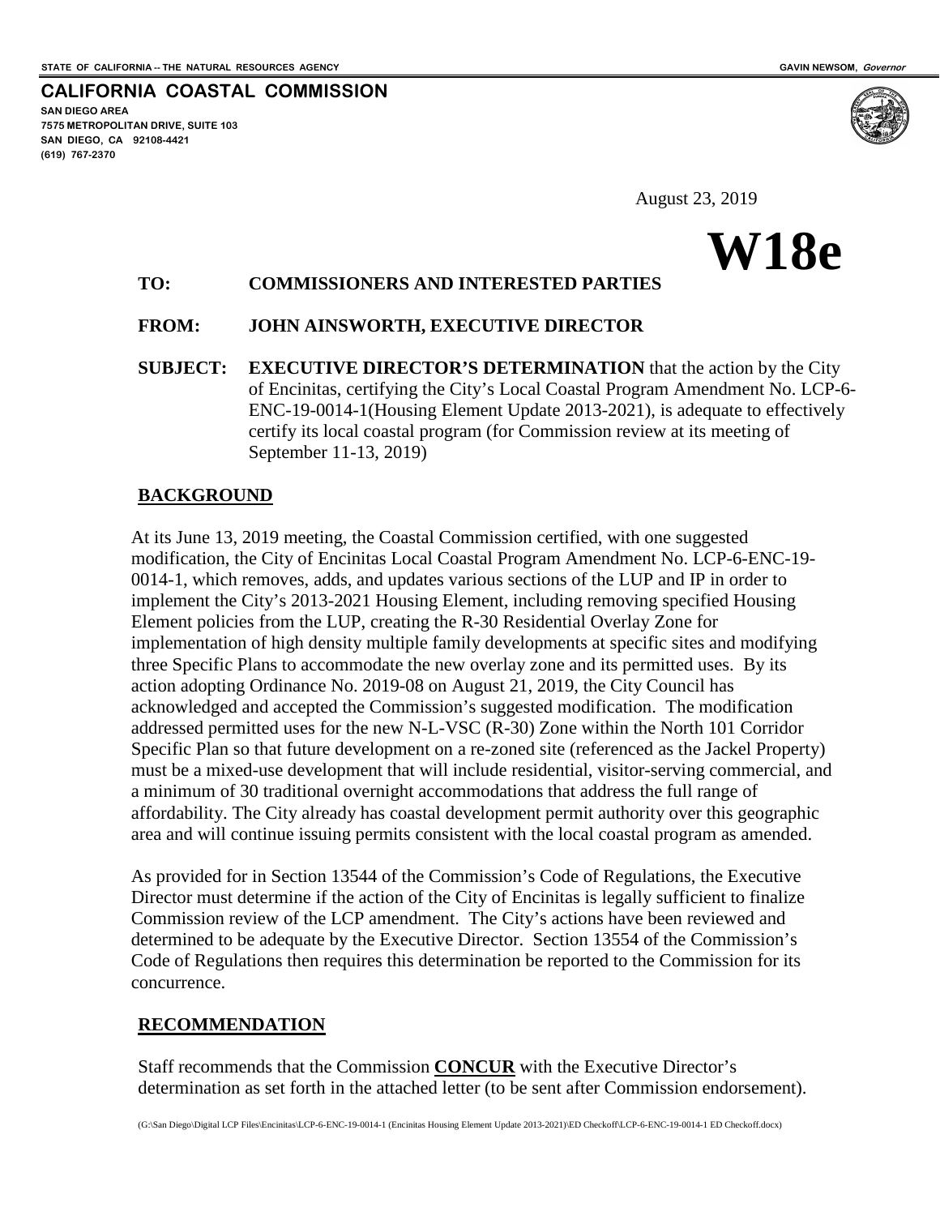STATE OF CALIFORNIA -- THE NATURAL RESOURCES AGENCY

GAVIN NEWSOM, *Governor*

**CALIFORNIA COASTAL COMMISSION**

**SAN DIEGO AREA**
**7575 METROPOLITAN DRIVE, SUITE 103**
**SAN DIEGO, CA 92108-4421**
**(619) 767-2370**

August 23, 2019

# W18e

**TO:** **COMMISSIONERS AND INTERESTED PARTIES**

**FROM:** **JOHN AINSWORTH, EXECUTIVE DIRECTOR**

**SUBJECT:** **EXECUTIVE DIRECTOR'S DETERMINATION** that the action by the City of Encinitas, certifying the City's Local Coastal Program Amendment No. LCP-6-ENC-19-0014-1(Housing Element Update 2013-2021), is adequate to effectively certify its local coastal program (for Commission review at its meeting of September 11-13, 2019)

## BACKGROUND

At its June 13, 2019 meeting, the Coastal Commission certified, with one suggested modification, the City of Encinitas Local Coastal Program Amendment No. LCP-6-ENC-19-0014-1, which removes, adds, and updates various sections of the LUP and IP in order to implement the City's 2013-2021 Housing Element, including removing specified Housing Element policies from the LUP, creating the R-30 Residential Overlay Zone for implementation of high density multiple family developments at specific sites and modifying three Specific Plans to accommodate the new overlay zone and its permitted uses. By its action adopting Ordinance No. 2019-08 on August 21, 2019, the City Council has acknowledged and accepted the Commission's suggested modification. The modification addressed permitted uses for the new N-L-VSC (R-30) Zone within the North 101 Corridor Specific Plan so that future development on a re-zoned site (referenced as the Jackel Property) must be a mixed-use development that will include residential, visitor-serving commercial, and a minimum of 30 traditional overnight accommodations that address the full range of affordability. The City already has coastal development permit authority over this geographic area and will continue issuing permits consistent with the local coastal program as amended.

As provided for in Section 13544 of the Commission's Code of Regulations, the Executive Director must determine if the action of the City of Encinitas is legally sufficient to finalize Commission review of the LCP amendment. The City's actions have been reviewed and determined to be adequate by the Executive Director. Section 13554 of the Commission's Code of Regulations then requires this determination be reported to the Commission for its concurrence.

## RECOMMENDATION

Staff recommends that the Commission **CONCUR** with the Executive Director's determination as set forth in the attached letter (to be sent after Commission endorsement).

(G:\San Diego\Digital LCP Files\Encinitas\LCP-6-ENC-19-0014-1 (Encinitas Housing Element Update 2013-2021)\ED Checkoff\LCP-6-ENC-19-0014-1 ED Checkoff.docx)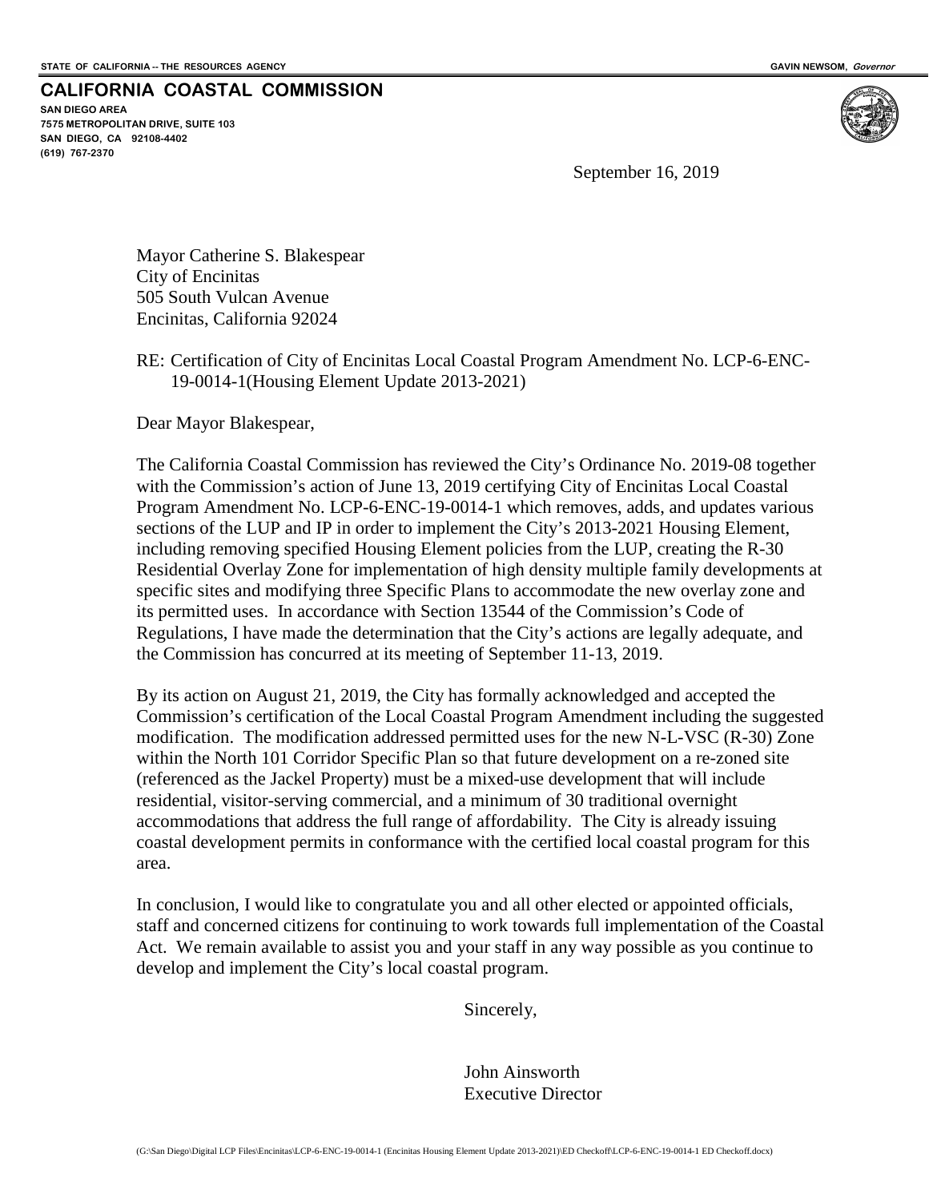STATE OF CALIFORNIA -- THE RESOURCES AGENCY

GAVIN NEWSOM, *Governor*

## CALIFORNIA COASTAL COMMISSION

**SAN DIEGO AREA**
**7575 METROPOLITAN DRIVE, SUITE 103**
**SAN DIEGO, CA 92108-4402**
**(619) 767-2370**

September 16, 2019

Mayor Catherine S. Blakespear
City of Encinitas
505 South Vulcan Avenue
Encinitas, California 92024

RE: Certification of City of Encinitas Local Coastal Program Amendment No. LCP-6-ENC-19-0014-1(Housing Element Update 2013-2021)

Dear Mayor Blakespear,

The California Coastal Commission has reviewed the City's Ordinance No. 2019-08 together with the Commission's action of June 13, 2019 certifying City of Encinitas Local Coastal Program Amendment No. LCP-6-ENC-19-0014-1 which removes, adds, and updates various sections of the LUP and IP in order to implement the City's 2013-2021 Housing Element, including removing specified Housing Element policies from the LUP, creating the R-30 Residential Overlay Zone for implementation of high density multiple family developments at specific sites and modifying three Specific Plans to accommodate the new overlay zone and its permitted uses. In accordance with Section 13544 of the Commission's Code of Regulations, I have made the determination that the City's actions are legally adequate, and the Commission has concurred at its meeting of September 11-13, 2019.

By its action on August 21, 2019, the City has formally acknowledged and accepted the Commission's certification of the Local Coastal Program Amendment including the suggested modification. The modification addressed permitted uses for the new N-L-VSC (R-30) Zone within the North 101 Corridor Specific Plan so that future development on a re-zoned site (referenced as the Jackel Property) must be a mixed-use development that will include residential, visitor-serving commercial, and a minimum of 30 traditional overnight accommodations that address the full range of affordability. The City is already issuing coastal development permits in conformance with the certified local coastal program for this area.

In conclusion, I would like to congratulate you and all other elected or appointed officials, staff and concerned citizens for continuing to work towards full implementation of the Coastal Act. We remain available to assist you and your staff in any way possible as you continue to develop and implement the City's local coastal program.

Sincerely,

John Ainsworth
Executive Director

(G:\San Diego\Digital LCP Files\Encinitas\LCP-6-ENC-19-0014-1 (Encinitas Housing Element Update 2013-2021)\ED Checkoff\LCP-6-ENC-19-0014-1 ED Checkoff.docx)